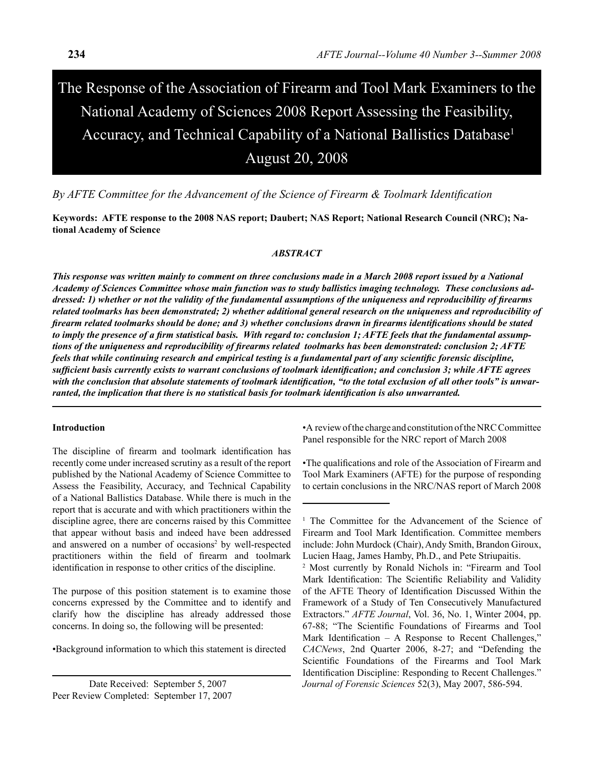# The Response of the Association of Firearm and Tool Mark Examiners to the National Academy of Sciences 2008 Report Assessing the Feasibility, Accuracy, and Technical Capability of a National Ballistics Database[1] August 20, 2008

*By AFTE Committee for the Advancement of the Science of Firearm & Toolmark Identification*

**Keywords: AFTE response to the 2008 NAS report; Daubert; NAS Report; National Research Council (NRC); National Academy of Science**

***ABSTRACT***

***This response was written mainly to comment on three conclusions made in a March 2008 report issued by a National Academy of Sciences Committee whose main function was to study ballistics imaging technology. These conclusions addressed: 1) whether or not the validity of the fundamental assumptions of the uniqueness and reproducibility of firearms related toolmarks has been demonstrated; 2) whether additional general research on the uniqueness and reproducibility of firearm related toolmarks should be done; and 3) whether conclusions drawn in firearms identifications should be stated to imply the presence of a firm statistical basis. With regard to: conclusion 1; AFTE feels that the fundamental assumptions of the uniqueness and reproducibility of firearms related toolmarks has been demonstrated: conclusion 2; AFTE feels that while continuing research and empirical testing is a fundamental part of any scientific forensic discipline, sufficient basis currently exists to warrant conclusions of toolmark identification; and conclusion 3; while AFTE agrees with the conclusion that absolute statements of toolmark identification, "to the total exclusion of all other tools" is unwarranted, the implication that there is no statistical basis for toolmark identification is also unwarranted.***

**Introduction**

The discipline of firearm and toolmark identification has recently come under increased scrutiny as a result of the report published by the National Academy of Science Committee to Assess the Feasibility, Accuracy, and Technical Capability of a National Ballistics Database. While there is much in the report that is accurate and with which practitioners within the discipline agree, there are concerns raised by this Committee that appear without basis and indeed have been addressed and answered on a number of occasions[2] by well-respected practitioners within the field of firearm and toolmark identification in response to other critics of the discipline.

The purpose of this position statement is to examine those concerns expressed by the Committee and to identify and clarify how the discipline has already addressed those concerns. In doing so, the following will be presented:

- Background information to which this statement is directed
- A review of the charge and constitution of the NRC Committee Panel responsible for the NRC report of March 2008
- The qualifications and role of the Association of Firearm and Tool Mark Examiners (AFTE) for the purpose of responding to certain conclusions in the NRC/NAS report of March 2008

Date Received: September 5, 2007
Peer Review Completed: September 17, 2007

[1] The Committee for the Advancement of the Science of Firearm and Tool Mark Identification. Committee members include: John Murdock (Chair), Andy Smith, Brandon Giroux, Lucien Haag, James Hamby, Ph.D., and Pete Striupaitis.

[2] Most currently by Ronald Nichols in: "Firearm and Tool Mark Identification: The Scientific Reliability and Validity of the AFTE Theory of Identification Discussed Within the Framework of a Study of Ten Consecutively Manufactured Extractors." *AFTE Journal*, Vol. 36, No. 1, Winter 2004, pp. 67-88; "The Scientific Foundations of Firearms and Tool Mark Identification – A Response to Recent Challenges," *CACNews*, 2nd Quarter 2006, 8-27; and "Defending the Scientific Foundations of the Firearms and Tool Mark Identification Discipline: Responding to Recent Challenges." *Journal of Forensic Sciences* 52(3), May 2007, 586-594.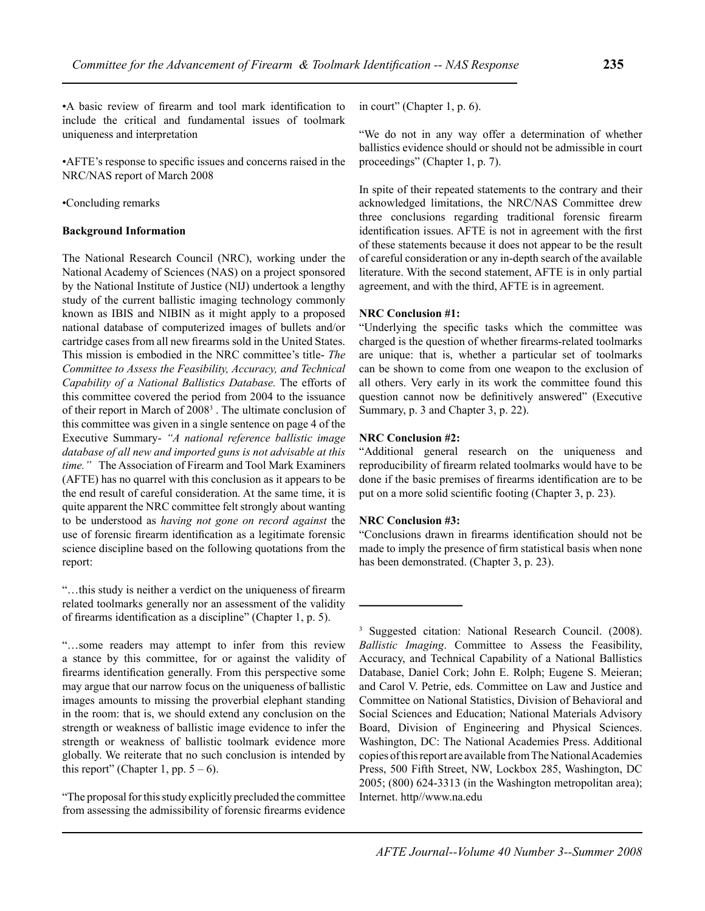•A basic review of firearm and tool mark identification to include the critical and fundamental issues of toolmark uniqueness and interpretation

•AFTE's response to specific issues and concerns raised in the NRC/NAS report of March 2008

•Concluding remarks

**Background Information**

The National Research Council (NRC), working under the National Academy of Sciences (NAS) on a project sponsored by the National Institute of Justice (NIJ) undertook a lengthy study of the current ballistic imaging technology commonly known as IBIS and NIBIN as it might apply to a proposed national database of computerized images of bullets and/or cartridge cases from all new firearms sold in the United States. This mission is embodied in the NRC committee's title- *The Committee to Assess the Feasibility, Accuracy, and Technical Capability of a National Ballistics Database.* The efforts of this committee covered the period from 2004 to the issuance of their report in March of 2008[3] . The ultimate conclusion of this committee was given in a single sentence on page 4 of the Executive Summary- *"A national reference ballistic image database of all new and imported guns is not advisable at this time."* The Association of Firearm and Tool Mark Examiners (AFTE) has no quarrel with this conclusion as it appears to be the end result of careful consideration. At the same time, it is quite apparent the NRC committee felt strongly about wanting to be understood as *having not gone on record against* the use of forensic firearm identification as a legitimate forensic science discipline based on the following quotations from the report:

"…this study is neither a verdict on the uniqueness of firearm related toolmarks generally nor an assessment of the validity of firearms identification as a discipline" (Chapter 1, p. 5).

"…some readers may attempt to infer from this review a stance by this committee, for or against the validity of firearms identification generally. From this perspective some may argue that our narrow focus on the uniqueness of ballistic images amounts to missing the proverbial elephant standing in the room: that is, we should extend any conclusion on the strength or weakness of ballistic image evidence to infer the strength or weakness of ballistic toolmark evidence more globally. We reiterate that no such conclusion is intended by this report" (Chapter 1, pp. 5 – 6).

"The proposal for this study explicitly precluded the committee from assessing the admissibility of forensic firearms evidence in court" (Chapter 1, p. 6).

"We do not in any way offer a determination of whether ballistics evidence should or should not be admissible in court proceedings" (Chapter 1, p. 7).

In spite of their repeated statements to the contrary and their acknowledged limitations, the NRC/NAS Committee drew three conclusions regarding traditional forensic firearm identification issues. AFTE is not in agreement with the first of these statements because it does not appear to be the result of careful consideration or any in-depth search of the available literature. With the second statement, AFTE is in only partial agreement, and with the third, AFTE is in agreement.

**NRC Conclusion #1:**

"Underlying the specific tasks which the committee was charged is the question of whether firearms-related toolmarks are unique: that is, whether a particular set of toolmarks can be shown to come from one weapon to the exclusion of all others. Very early in its work the committee found this question cannot now be definitively answered" (Executive Summary, p. 3 and Chapter 3, p. 22).

**NRC Conclusion #2:**

"Additional general research on the uniqueness and reproducibility of firearm related toolmarks would have to be done if the basic premises of firearms identification are to be put on a more solid scientific footing (Chapter 3, p. 23).

**NRC Conclusion #3:**

"Conclusions drawn in firearms identification should not be made to imply the presence of firm statistical basis when none has been demonstrated. (Chapter 3, p. 23).

---

[3] Suggested citation: National Research Council. (2008). *Ballistic Imaging*. Committee to Assess the Feasibility, Accuracy, and Technical Capability of a National Ballistics Database, Daniel Cork; John E. Rolph; Eugene S. Meieran; and Carol V. Petrie, eds. Committee on Law and Justice and Committee on National Statistics, Division of Behavioral and Social Sciences and Education; National Materials Advisory Board, Division of Engineering and Physical Sciences. Washington, DC: The National Academies Press. Additional copies of this report are available from The National Academies Press, 500 Fifth Street, NW, Lockbox 285, Washington, DC 2005; (800) 624-3313 (in the Washington metropolitan area); Internet. http//www.na.edu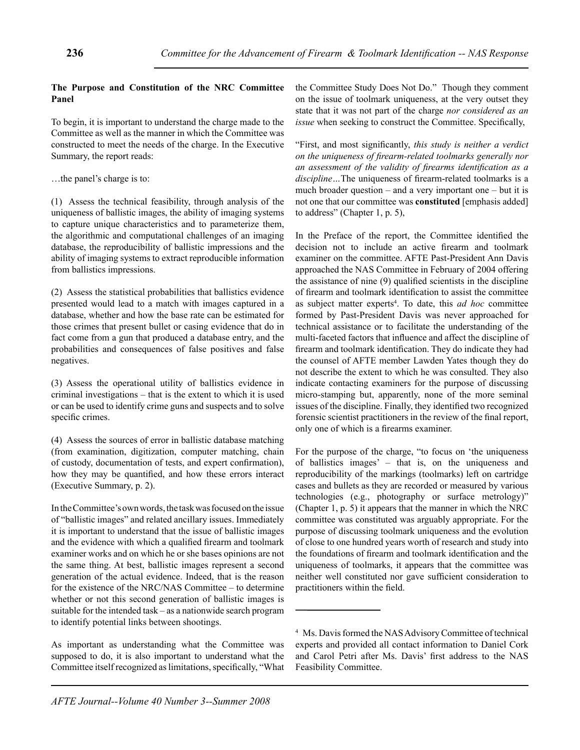**The Purpose and Constitution of the NRC Committee Panel**

To begin, it is important to understand the charge made to the Committee as well as the manner in which the Committee was constructed to meet the needs of the charge. In the Executive Summary, the report reads:

…the panel's charge is to:

(1) Assess the technical feasibility, through analysis of the uniqueness of ballistic images, the ability of imaging systems to capture unique characteristics and to parameterize them, the algorithmic and computational challenges of an imaging database, the reproducibility of ballistic impressions and the ability of imaging systems to extract reproducible information from ballistics impressions.

(2) Assess the statistical probabilities that ballistics evidence presented would lead to a match with images captured in a database, whether and how the base rate can be estimated for those crimes that present bullet or casing evidence that do in fact come from a gun that produced a database entry, and the probabilities and consequences of false positives and false negatives.

(3) Assess the operational utility of ballistics evidence in criminal investigations – that is the extent to which it is used or can be used to identify crime guns and suspects and to solve specific crimes.

(4) Assess the sources of error in ballistic database matching (from examination, digitization, computer matching, chain of custody, documentation of tests, and expert confirmation), how they may be quantified, and how these errors interact (Executive Summary, p. 2).

In the Committee's own words, the task was focused on the issue of "ballistic images" and related ancillary issues. Immediately it is important to understand that the issue of ballistic images and the evidence with which a qualified firearm and toolmark examiner works and on which he or she bases opinions are not the same thing. At best, ballistic images represent a second generation of the actual evidence. Indeed, that is the reason for the existence of the NRC/NAS Committee – to determine whether or not this second generation of ballistic images is suitable for the intended task – as a nationwide search program to identify potential links between shootings.

As important as understanding what the Committee was supposed to do, it is also important to understand what the Committee itself recognized as limitations, specifically, "What the Committee Study Does Not Do." Though they comment on the issue of toolmark uniqueness, at the very outset they state that it was not part of the charge *nor considered as an issue* when seeking to construct the Committee. Specifically,

"First, and most significantly, *this study is neither a verdict on the uniqueness of firearm-related toolmarks generally nor an assessment of the validity of firearms identification as a discipline*…The uniqueness of firearm-related toolmarks is a much broader question – and a very important one – but it is not one that our committee was **constituted** [emphasis added] to address" (Chapter 1, p. 5),

In the Preface of the report, the Committee identified the decision not to include an active firearm and toolmark examiner on the committee. AFTE Past-President Ann Davis approached the NAS Committee in February of 2004 offering the assistance of nine (9) qualified scientists in the discipline of firearm and toolmark identification to assist the committee as subject matter experts[4]. To date, this *ad hoc* committee formed by Past-President Davis was never approached for technical assistance or to facilitate the understanding of the multi-faceted factors that influence and affect the discipline of firearm and toolmark identification. They do indicate they had the counsel of AFTE member Lawden Yates though they do not describe the extent to which he was consulted. They also indicate contacting examiners for the purpose of discussing micro-stamping but, apparently, none of the more seminal issues of the discipline. Finally, they identified two recognized forensic scientist practitioners in the review of the final report, only one of which is a firearms examiner.

For the purpose of the charge, "to focus on 'the uniqueness of ballistics images' – that is, on the uniqueness and reproducibility of the markings (toolmarks) left on cartridge cases and bullets as they are recorded or measured by various technologies (e.g., photography or surface metrology)" (Chapter 1, p. 5) it appears that the manner in which the NRC committee was constituted was arguably appropriate. For the purpose of discussing toolmark uniqueness and the evolution of close to one hundred years worth of research and study into the foundations of firearm and toolmark identification and the uniqueness of toolmarks, it appears that the committee was neither well constituted nor gave sufficient consideration to practitioners within the field.

---

[4] Ms. Davis formed the NAS Advisory Committee of technical experts and provided all contact information to Daniel Cork and Carol Petri after Ms. Davis' first address to the NAS Feasibility Committee.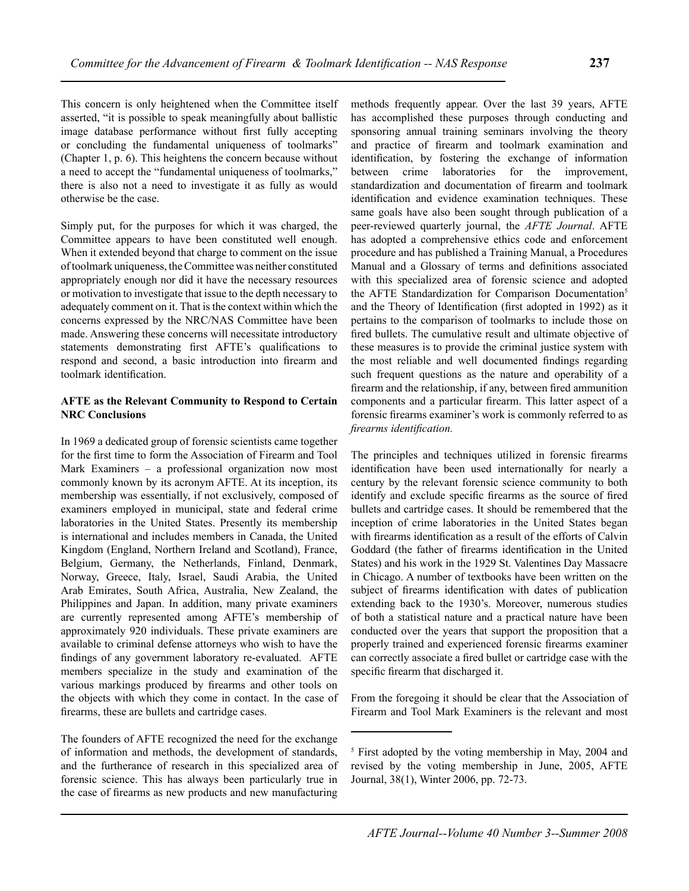This concern is only heightened when the Committee itself asserted, "it is possible to speak meaningfully about ballistic image database performance without first fully accepting or concluding the fundamental uniqueness of toolmarks" (Chapter 1, p. 6). This heightens the concern because without a need to accept the "fundamental uniqueness of toolmarks," there is also not a need to investigate it as fully as would otherwise be the case.

Simply put, for the purposes for which it was charged, the Committee appears to have been constituted well enough. When it extended beyond that charge to comment on the issue of toolmark uniqueness, the Committee was neither constituted appropriately enough nor did it have the necessary resources or motivation to investigate that issue to the depth necessary to adequately comment on it. That is the context within which the concerns expressed by the NRC/NAS Committee have been made. Answering these concerns will necessitate introductory statements demonstrating first AFTE's qualifications to respond and second, a basic introduction into firearm and toolmark identification.

**AFTE as the Relevant Community to Respond to Certain NRC Conclusions**

In 1969 a dedicated group of forensic scientists came together for the first time to form the Association of Firearm and Tool Mark Examiners – a professional organization now most commonly known by its acronym AFTE. At its inception, its membership was essentially, if not exclusively, composed of examiners employed in municipal, state and federal crime laboratories in the United States. Presently its membership is international and includes members in Canada, the United Kingdom (England, Northern Ireland and Scotland), France, Belgium, Germany, the Netherlands, Finland, Denmark, Norway, Greece, Italy, Israel, Saudi Arabia, the United Arab Emirates, South Africa, Australia, New Zealand, the Philippines and Japan. In addition, many private examiners are currently represented among AFTE's membership of approximately 920 individuals. These private examiners are available to criminal defense attorneys who wish to have the findings of any government laboratory re-evaluated. AFTE members specialize in the study and examination of the various markings produced by firearms and other tools on the objects with which they come in contact. In the case of firearms, these are bullets and cartridge cases.

The founders of AFTE recognized the need for the exchange of information and methods, the development of standards, and the furtherance of research in this specialized area of forensic science. This has always been particularly true in the case of firearms as new products and new manufacturing methods frequently appear. Over the last 39 years, AFTE has accomplished these purposes through conducting and sponsoring annual training seminars involving the theory and practice of firearm and toolmark examination and identification, by fostering the exchange of information between crime laboratories for the improvement, standardization and documentation of firearm and toolmark identification and evidence examination techniques. These same goals have also been sought through publication of a peer-reviewed quarterly journal, the *AFTE Journal*. AFTE has adopted a comprehensive ethics code and enforcement procedure and has published a Training Manual, a Procedures Manual and a Glossary of terms and definitions associated with this specialized area of forensic science and adopted the AFTE Standardization for Comparison Documentation[5] and the Theory of Identification (first adopted in 1992) as it pertains to the comparison of toolmarks to include those on fired bullets. The cumulative result and ultimate objective of these measures is to provide the criminal justice system with the most reliable and well documented findings regarding such frequent questions as the nature and operability of a firearm and the relationship, if any, between fired ammunition components and a particular firearm. This latter aspect of a forensic firearms examiner's work is commonly referred to as *firearms identification.*

The principles and techniques utilized in forensic firearms identification have been used internationally for nearly a century by the relevant forensic science community to both identify and exclude specific firearms as the source of fired bullets and cartridge cases. It should be remembered that the inception of crime laboratories in the United States began with firearms identification as a result of the efforts of Calvin Goddard (the father of firearms identification in the United States) and his work in the 1929 St. Valentines Day Massacre in Chicago. A number of textbooks have been written on the subject of firearms identification with dates of publication extending back to the 1930's. Moreover, numerous studies of both a statistical nature and a practical nature have been conducted over the years that support the proposition that a properly trained and experienced forensic firearms examiner can correctly associate a fired bullet or cartridge case with the specific firearm that discharged it.

From the foregoing it should be clear that the Association of Firearm and Tool Mark Examiners is the relevant and most

[5] First adopted by the voting membership in May, 2004 and revised by the voting membership in June, 2005, AFTE Journal, 38(1), Winter 2006, pp. 72-73.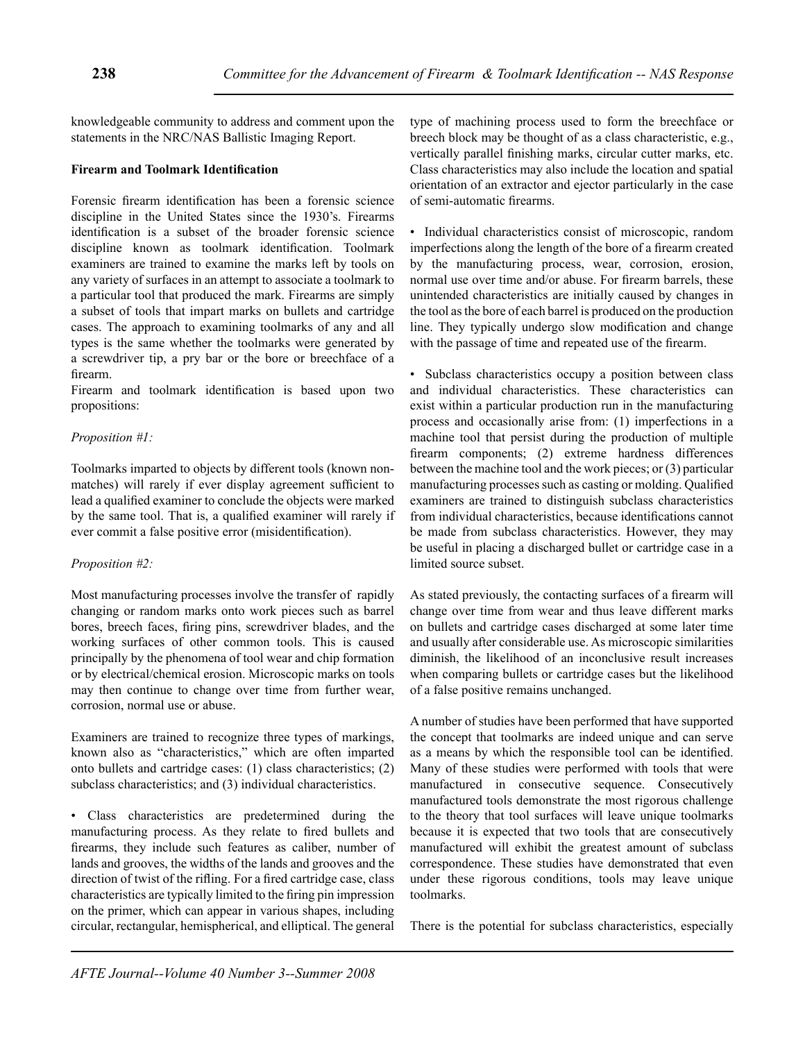knowledgeable community to address and comment upon the statements in the NRC/NAS Ballistic Imaging Report.

## Firearm and Toolmark Identification

Forensic firearm identification has been a forensic science discipline in the United States since the 1930's. Firearms identification is a subset of the broader forensic science discipline known as toolmark identification. Toolmark examiners are trained to examine the marks left by tools on any variety of surfaces in an attempt to associate a toolmark to a particular tool that produced the mark. Firearms are simply a subset of tools that impart marks on bullets and cartridge cases. The approach to examining toolmarks of any and all types is the same whether the toolmarks were generated by a screwdriver tip, a pry bar or the bore or breechface of a firearm.

Firearm and toolmark identification is based upon two propositions:

*Proposition #1:*

Toolmarks imparted to objects by different tools (known non-matches) will rarely if ever display agreement sufficient to lead a qualified examiner to conclude the objects were marked by the same tool. That is, a qualified examiner will rarely if ever commit a false positive error (misidentification).

*Proposition #2:*

Most manufacturing processes involve the transfer of rapidly changing or random marks onto work pieces such as barrel bores, breech faces, firing pins, screwdriver blades, and the working surfaces of other common tools. This is caused principally by the phenomena of tool wear and chip formation or by electrical/chemical erosion. Microscopic marks on tools may then continue to change over time from further wear, corrosion, normal use or abuse.

Examiners are trained to recognize three types of markings, known also as "characteristics," which are often imparted onto bullets and cartridge cases: (1) class characteristics; (2) subclass characteristics; and (3) individual characteristics.

- Class characteristics are predetermined during the manufacturing process. As they relate to fired bullets and firearms, they include such features as caliber, number of lands and grooves, the widths of the lands and grooves and the direction of twist of the rifling. For a fired cartridge case, class characteristics are typically limited to the firing pin impression on the primer, which can appear in various shapes, including circular, rectangular, hemispherical, and elliptical. The general type of machining process used to form the breechface or breech block may be thought of as a class characteristic, e.g., vertically parallel finishing marks, circular cutter marks, etc. Class characteristics may also include the location and spatial orientation of an extractor and ejector particularly in the case of semi-automatic firearms.

- Individual characteristics consist of microscopic, random imperfections along the length of the bore of a firearm created by the manufacturing process, wear, corrosion, erosion, normal use over time and/or abuse. For firearm barrels, these unintended characteristics are initially caused by changes in the tool as the bore of each barrel is produced on the production line. They typically undergo slow modification and change with the passage of time and repeated use of the firearm.

- Subclass characteristics occupy a position between class and individual characteristics. These characteristics can exist within a particular production run in the manufacturing process and occasionally arise from: (1) imperfections in a machine tool that persist during the production of multiple firearm components; (2) extreme hardness differences between the machine tool and the work pieces; or (3) particular manufacturing processes such as casting or molding. Qualified examiners are trained to distinguish subclass characteristics from individual characteristics, because identifications cannot be made from subclass characteristics. However, they may be useful in placing a discharged bullet or cartridge case in a limited source subset.

As stated previously, the contacting surfaces of a firearm will change over time from wear and thus leave different marks on bullets and cartridge cases discharged at some later time and usually after considerable use. As microscopic similarities diminish, the likelihood of an inconclusive result increases when comparing bullets or cartridge cases but the likelihood of a false positive remains unchanged.

A number of studies have been performed that have supported the concept that toolmarks are indeed unique and can serve as a means by which the responsible tool can be identified. Many of these studies were performed with tools that were manufactured in consecutive sequence. Consecutively manufactured tools demonstrate the most rigorous challenge to the theory that tool surfaces will leave unique toolmarks because it is expected that two tools that are consecutively manufactured will exhibit the greatest amount of subclass correspondence. These studies have demonstrated that even under these rigorous conditions, tools may leave unique toolmarks.

There is the potential for subclass characteristics, especially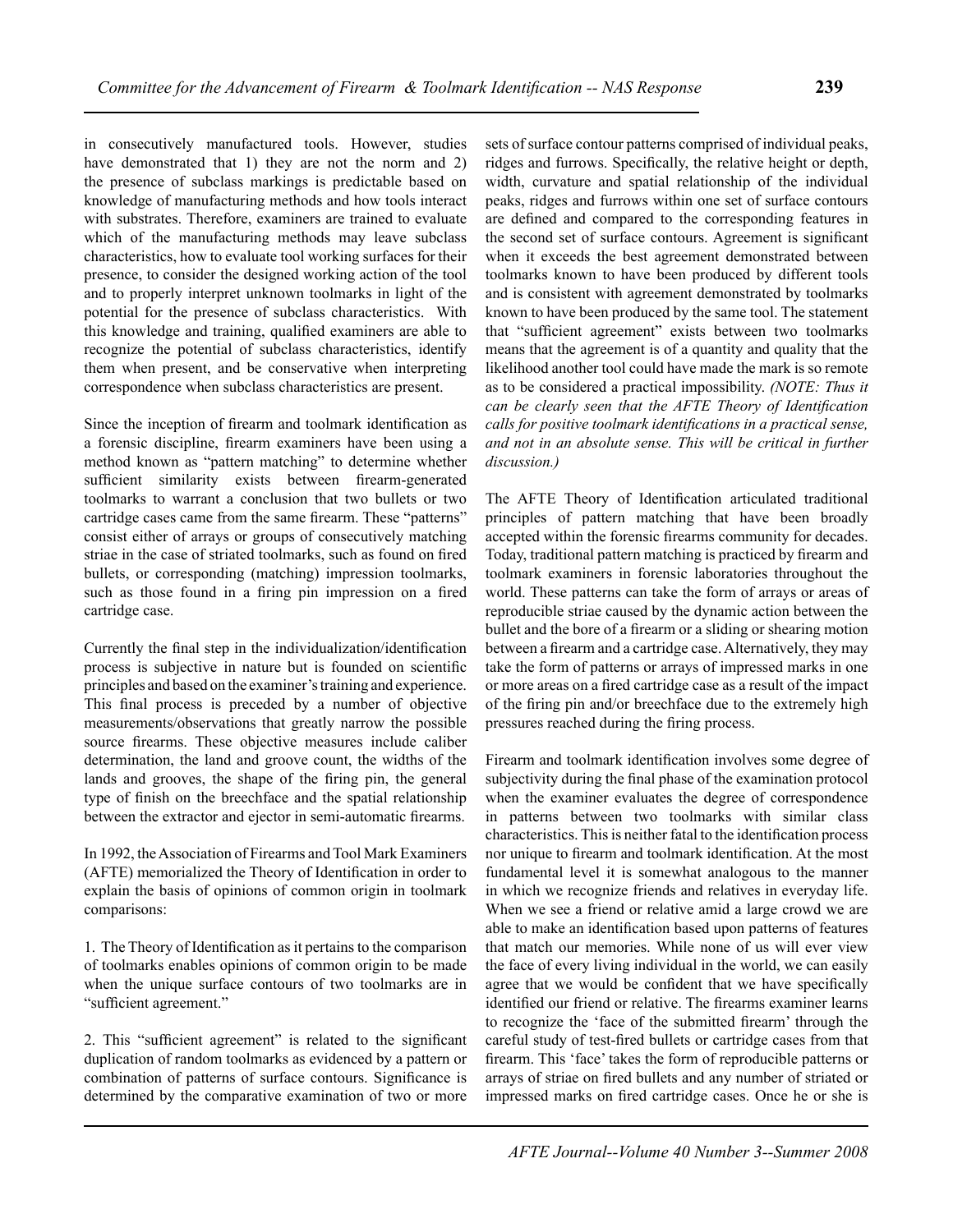in consecutively manufactured tools. However, studies have demonstrated that 1) they are not the norm and 2) the presence of subclass markings is predictable based on knowledge of manufacturing methods and how tools interact with substrates. Therefore, examiners are trained to evaluate which of the manufacturing methods may leave subclass characteristics, how to evaluate tool working surfaces for their presence, to consider the designed working action of the tool and to properly interpret unknown toolmarks in light of the potential for the presence of subclass characteristics. With this knowledge and training, qualified examiners are able to recognize the potential of subclass characteristics, identify them when present, and be conservative when interpreting correspondence when subclass characteristics are present.

Since the inception of firearm and toolmark identification as a forensic discipline, firearm examiners have been using a method known as "pattern matching" to determine whether sufficient similarity exists between firearm-generated toolmarks to warrant a conclusion that two bullets or two cartridge cases came from the same firearm. These "patterns" consist either of arrays or groups of consecutively matching striae in the case of striated toolmarks, such as found on fired bullets, or corresponding (matching) impression toolmarks, such as those found in a firing pin impression on a fired cartridge case.

Currently the final step in the individualization/identification process is subjective in nature but is founded on scientific principles and based on the examiner's training and experience. This final process is preceded by a number of objective measurements/observations that greatly narrow the possible source firearms. These objective measures include caliber determination, the land and groove count, the widths of the lands and grooves, the shape of the firing pin, the general type of finish on the breechface and the spatial relationship between the extractor and ejector in semi-automatic firearms.

In 1992, the Association of Firearms and Tool Mark Examiners (AFTE) memorialized the Theory of Identification in order to explain the basis of opinions of common origin in toolmark comparisons:

1. The Theory of Identification as it pertains to the comparison of toolmarks enables opinions of common origin to be made when the unique surface contours of two toolmarks are in "sufficient agreement."

2. This "sufficient agreement" is related to the significant duplication of random toolmarks as evidenced by a pattern or combination of patterns of surface contours. Significance is determined by the comparative examination of two or more sets of surface contour patterns comprised of individual peaks, ridges and furrows. Specifically, the relative height or depth, width, curvature and spatial relationship of the individual peaks, ridges and furrows within one set of surface contours are defined and compared to the corresponding features in the second set of surface contours. Agreement is significant when it exceeds the best agreement demonstrated between toolmarks known to have been produced by different tools and is consistent with agreement demonstrated by toolmarks known to have been produced by the same tool. The statement that "sufficient agreement" exists between two toolmarks means that the agreement is of a quantity and quality that the likelihood another tool could have made the mark is so remote as to be considered a practical impossibility. *(NOTE: Thus it can be clearly seen that the AFTE Theory of Identification calls for positive toolmark identifications in a practical sense, and not in an absolute sense. This will be critical in further discussion.)*

The AFTE Theory of Identification articulated traditional principles of pattern matching that have been broadly accepted within the forensic firearms community for decades. Today, traditional pattern matching is practiced by firearm and toolmark examiners in forensic laboratories throughout the world. These patterns can take the form of arrays or areas of reproducible striae caused by the dynamic action between the bullet and the bore of a firearm or a sliding or shearing motion between a firearm and a cartridge case. Alternatively, they may take the form of patterns or arrays of impressed marks in one or more areas on a fired cartridge case as a result of the impact of the firing pin and/or breechface due to the extremely high pressures reached during the firing process.

Firearm and toolmark identification involves some degree of subjectivity during the final phase of the examination protocol when the examiner evaluates the degree of correspondence in patterns between two toolmarks with similar class characteristics. This is neither fatal to the identification process nor unique to firearm and toolmark identification. At the most fundamental level it is somewhat analogous to the manner in which we recognize friends and relatives in everyday life. When we see a friend or relative amid a large crowd we are able to make an identification based upon patterns of features that match our memories. While none of us will ever view the face of every living individual in the world, we can easily agree that we would be confident that we have specifically identified our friend or relative. The firearms examiner learns to recognize the 'face of the submitted firearm' through the careful study of test-fired bullets or cartridge cases from that firearm. This 'face' takes the form of reproducible patterns or arrays of striae on fired bullets and any number of striated or impressed marks on fired cartridge cases. Once he or she is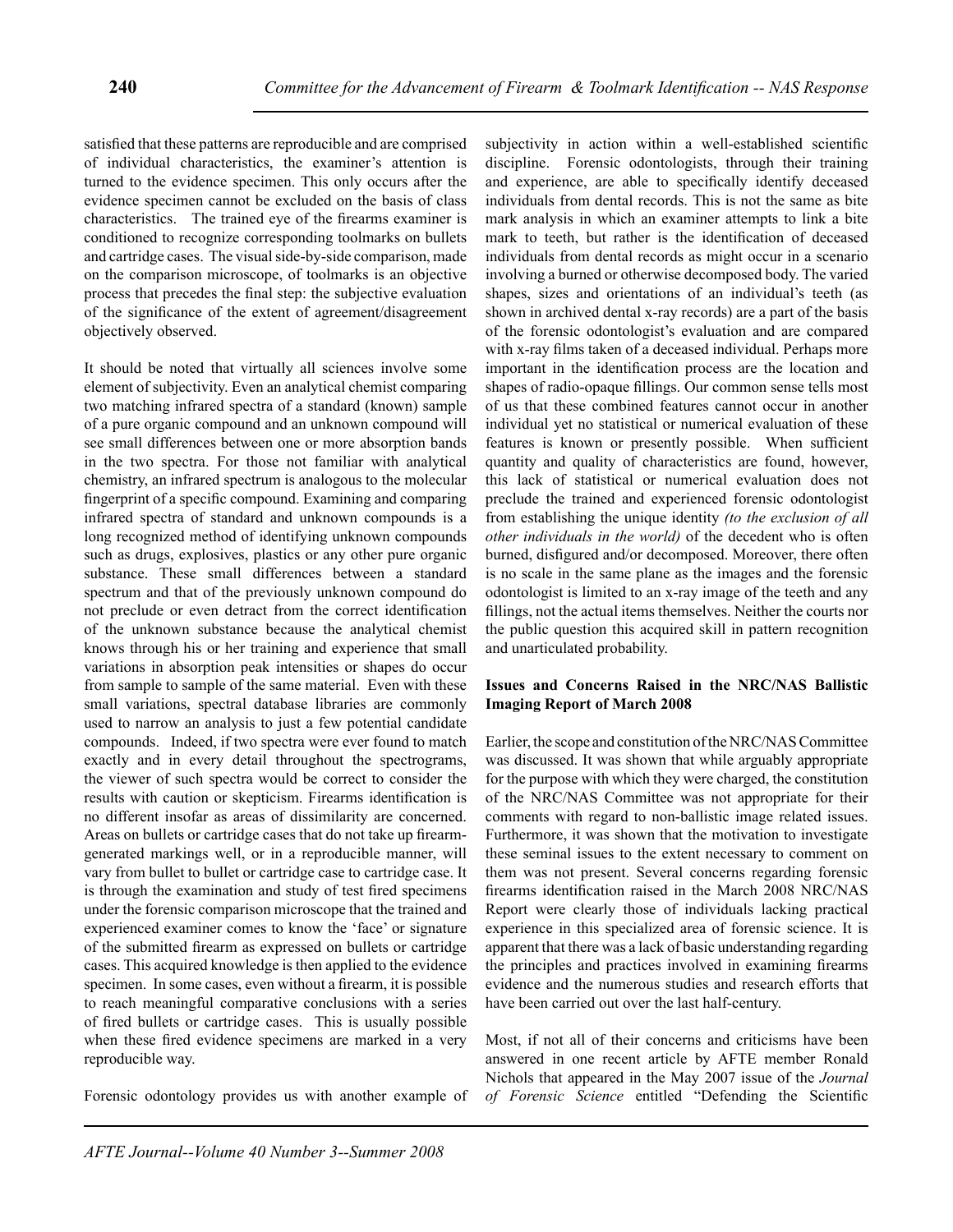satisfied that these patterns are reproducible and are comprised of individual characteristics, the examiner's attention is turned to the evidence specimen. This only occurs after the evidence specimen cannot be excluded on the basis of class characteristics. The trained eye of the firearms examiner is conditioned to recognize corresponding toolmarks on bullets and cartridge cases. The visual side-by-side comparison, made on the comparison microscope, of toolmarks is an objective process that precedes the final step: the subjective evaluation of the significance of the extent of agreement/disagreement objectively observed.

It should be noted that virtually all sciences involve some element of subjectivity. Even an analytical chemist comparing two matching infrared spectra of a standard (known) sample of a pure organic compound and an unknown compound will see small differences between one or more absorption bands in the two spectra. For those not familiar with analytical chemistry, an infrared spectrum is analogous to the molecular fingerprint of a specific compound. Examining and comparing infrared spectra of standard and unknown compounds is a long recognized method of identifying unknown compounds such as drugs, explosives, plastics or any other pure organic substance. These small differences between a standard spectrum and that of the previously unknown compound do not preclude or even detract from the correct identification of the unknown substance because the analytical chemist knows through his or her training and experience that small variations in absorption peak intensities or shapes do occur from sample to sample of the same material. Even with these small variations, spectral database libraries are commonly used to narrow an analysis to just a few potential candidate compounds. Indeed, if two spectra were ever found to match exactly and in every detail throughout the spectrograms, the viewer of such spectra would be correct to consider the results with caution or skepticism. Firearms identification is no different insofar as areas of dissimilarity are concerned. Areas on bullets or cartridge cases that do not take up firearm-generated markings well, or in a reproducible manner, will vary from bullet to bullet or cartridge case to cartridge case. It is through the examination and study of test fired specimens under the forensic comparison microscope that the trained and experienced examiner comes to know the 'face' or signature of the submitted firearm as expressed on bullets or cartridge cases. This acquired knowledge is then applied to the evidence specimen. In some cases, even without a firearm, it is possible to reach meaningful comparative conclusions with a series of fired bullets or cartridge cases. This is usually possible when these fired evidence specimens are marked in a very reproducible way.

Forensic odontology provides us with another example of subjectivity in action within a well-established scientific discipline. Forensic odontologists, through their training and experience, are able to specifically identify deceased individuals from dental records. This is not the same as bite mark analysis in which an examiner attempts to link a bite mark to teeth, but rather is the identification of deceased individuals from dental records as might occur in a scenario involving a burned or otherwise decomposed body. The varied shapes, sizes and orientations of an individual's teeth (as shown in archived dental x-ray records) are a part of the basis of the forensic odontologist's evaluation and are compared with x-ray films taken of a deceased individual. Perhaps more important in the identification process are the location and shapes of radio-opaque fillings. Our common sense tells most of us that these combined features cannot occur in another individual yet no statistical or numerical evaluation of these features is known or presently possible. When sufficient quantity and quality of characteristics are found, however, this lack of statistical or numerical evaluation does not preclude the trained and experienced forensic odontologist from establishing the unique identity *(to the exclusion of all other individuals in the world)* of the decedent who is often burned, disfigured and/or decomposed. Moreover, there often is no scale in the same plane as the images and the forensic odontologist is limited to an x-ray image of the teeth and any fillings, not the actual items themselves. Neither the courts nor the public question this acquired skill in pattern recognition and unarticulated probability.

**Issues and Concerns Raised in the NRC/NAS Ballistic Imaging Report of March 2008**

Earlier, the scope and constitution of the NRC/NAS Committee was discussed. It was shown that while arguably appropriate for the purpose with which they were charged, the constitution of the NRC/NAS Committee was not appropriate for their comments with regard to non-ballistic image related issues. Furthermore, it was shown that the motivation to investigate these seminal issues to the extent necessary to comment on them was not present. Several concerns regarding forensic firearms identification raised in the March 2008 NRC/NAS Report were clearly those of individuals lacking practical experience in this specialized area of forensic science. It is apparent that there was a lack of basic understanding regarding the principles and practices involved in examining firearms evidence and the numerous studies and research efforts that have been carried out over the last half-century.

Most, if not all of their concerns and criticisms have been answered in one recent article by AFTE member Ronald Nichols that appeared in the May 2007 issue of the *Journal of Forensic Science* entitled "Defending the Scientific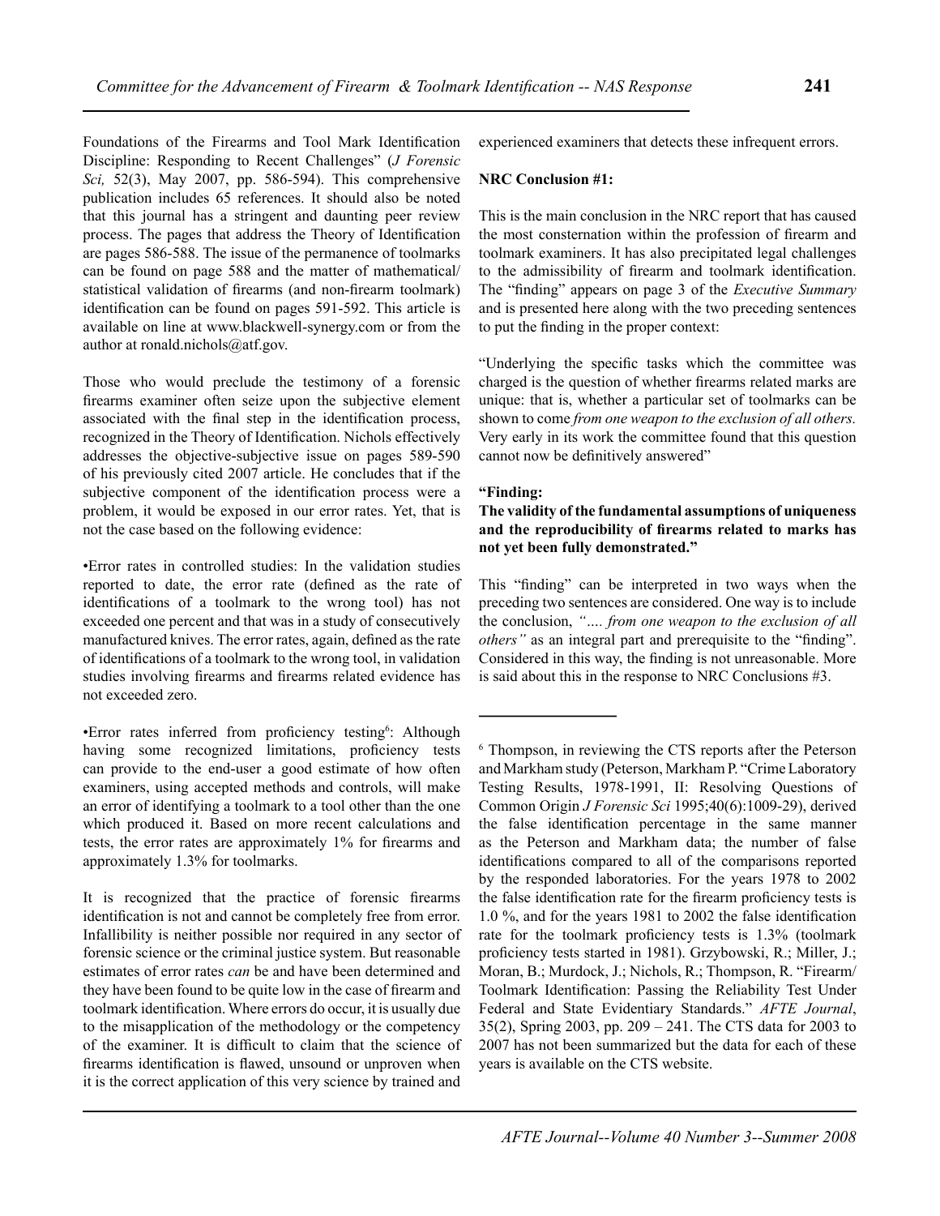Foundations of the Firearms and Tool Mark Identification Discipline: Responding to Recent Challenges" (*J Forensic Sci,* 52(3), May 2007, pp. 586-594). This comprehensive publication includes 65 references. It should also be noted that this journal has a stringent and daunting peer review process. The pages that address the Theory of Identification are pages 586-588. The issue of the permanence of toolmarks can be found on page 588 and the matter of mathematical/statistical validation of firearms (and non-firearm toolmark) identification can be found on pages 591-592. This article is available on line at www.blackwell-synergy.com or from the author at ronald.nichols@atf.gov.

Those who would preclude the testimony of a forensic firearms examiner often seize upon the subjective element associated with the final step in the identification process, recognized in the Theory of Identification. Nichols effectively addresses the objective-subjective issue on pages 589-590 of his previously cited 2007 article. He concludes that if the subjective component of the identification process were a problem, it would be exposed in our error rates. Yet, that is not the case based on the following evidence:

•Error rates in controlled studies: In the validation studies reported to date, the error rate (defined as the rate of identifications of a toolmark to the wrong tool) has not exceeded one percent and that was in a study of consecutively manufactured knives. The error rates, again, defined as the rate of identifications of a toolmark to the wrong tool, in validation studies involving firearms and firearms related evidence has not exceeded zero.

•Error rates inferred from proficiency testing[6]: Although having some recognized limitations, proficiency tests can provide to the end-user a good estimate of how often examiners, using accepted methods and controls, will make an error of identifying a toolmark to a tool other than the one which produced it. Based on more recent calculations and tests, the error rates are approximately 1% for firearms and approximately 1.3% for toolmarks.

It is recognized that the practice of forensic firearms identification is not and cannot be completely free from error. Infallibility is neither possible nor required in any sector of forensic science or the criminal justice system. But reasonable estimates of error rates *can* be and have been determined and they have been found to be quite low in the case of firearm and toolmark identification. Where errors do occur, it is usually due to the misapplication of the methodology or the competency of the examiner. It is difficult to claim that the science of firearms identification is flawed, unsound or unproven when it is the correct application of this very science by trained and experienced examiners that detects these infrequent errors.

**NRC Conclusion #1:**

This is the main conclusion in the NRC report that has caused the most consternation within the profession of firearm and toolmark examiners. It has also precipitated legal challenges to the admissibility of firearm and toolmark identification. The "finding" appears on page 3 of the *Executive Summary* and is presented here along with the two preceding sentences to put the finding in the proper context:

"Underlying the specific tasks which the committee was charged is the question of whether firearms related marks are unique: that is, whether a particular set of toolmarks can be shown to come *from one weapon to the exclusion of all others.* Very early in its work the committee found that this question cannot now be definitively answered"

**"Finding:**
**The validity of the fundamental assumptions of uniqueness and the reproducibility of firearms related to marks has not yet been fully demonstrated."**

This "finding" can be interpreted in two ways when the preceding two sentences are considered. One way is to include the conclusion, *".... from one weapon to the exclusion of all others"* as an integral part and prerequisite to the "finding". Considered in this way, the finding is not unreasonable. More is said about this in the response to NRC Conclusions #3.

---

[6] Thompson, in reviewing the CTS reports after the Peterson and Markham study (Peterson, Markham P. "Crime Laboratory Testing Results, 1978-1991, II: Resolving Questions of Common Origin *J Forensic Sci* 1995;40(6):1009-29), derived the false identification percentage in the same manner as the Peterson and Markham data; the number of false identifications compared to all of the comparisons reported by the responded laboratories. For the years 1978 to 2002 the false identification rate for the firearm proficiency tests is 1.0 %, and for the years 1981 to 2002 the false identification rate for the toolmark proficiency tests is 1.3% (toolmark proficiency tests started in 1981). Grzybowski, R.; Miller, J.; Moran, B.; Murdock, J.; Nichols, R.; Thompson, R. "Firearm/Toolmark Identification: Passing the Reliability Test Under Federal and State Evidentiary Standards." *AFTE Journal*, 35(2), Spring 2003, pp. 209 – 241. The CTS data for 2003 to 2007 has not been summarized but the data for each of these years is available on the CTS website.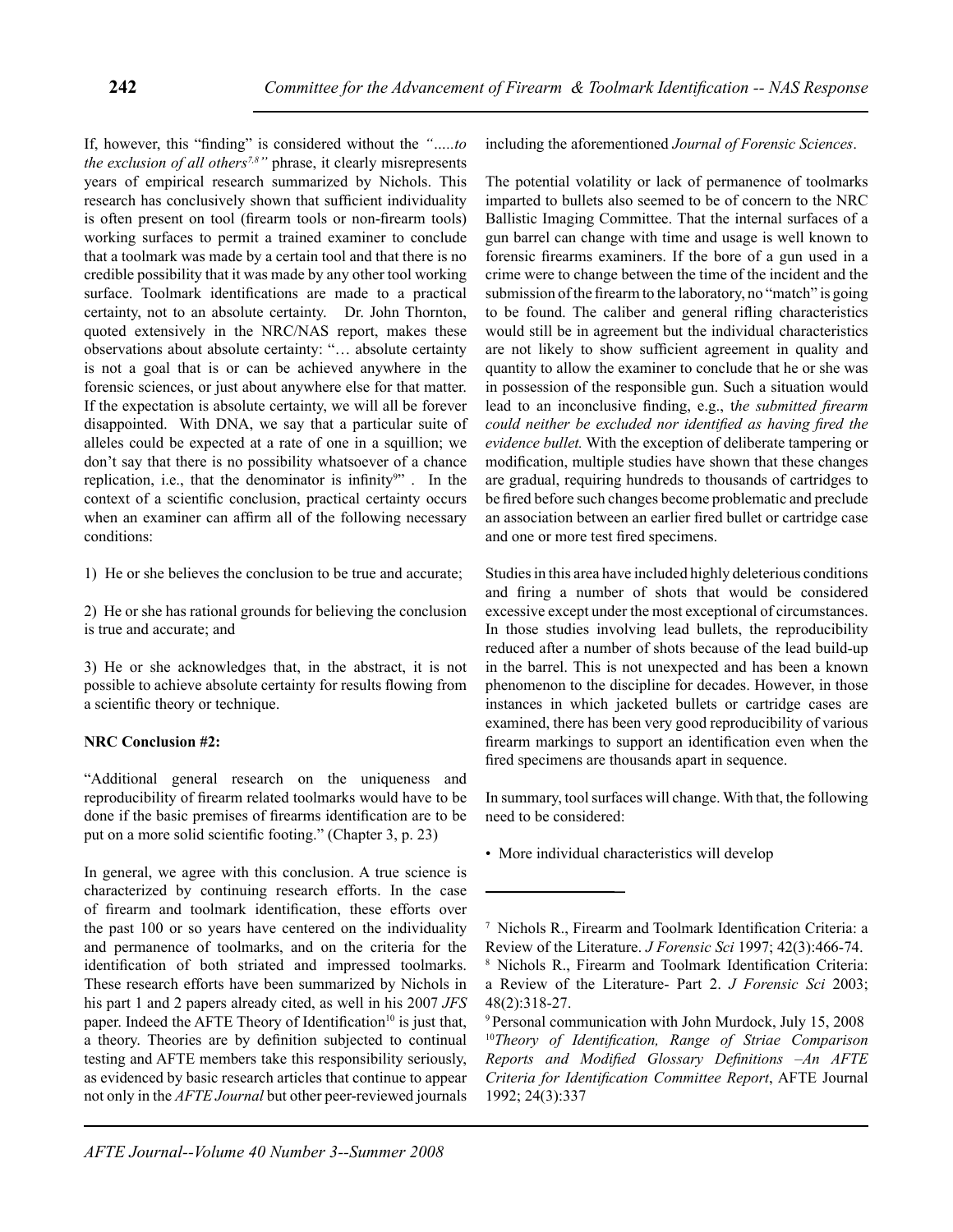If, however, this "finding" is considered without the *".....to the exclusion of all others*[7,8]*"* phrase, it clearly misrepresents years of empirical research summarized by Nichols. This research has conclusively shown that sufficient individuality is often present on tool (firearm tools or non-firearm tools) working surfaces to permit a trained examiner to conclude that a toolmark was made by a certain tool and that there is no credible possibility that it was made by any other tool working surface. Toolmark identifications are made to a practical certainty, not to an absolute certainty. Dr. John Thornton, quoted extensively in the NRC/NAS report, makes these observations about absolute certainty: "… absolute certainty is not a goal that is or can be achieved anywhere in the forensic sciences, or just about anywhere else for that matter. If the expectation is absolute certainty, we will all be forever disappointed. With DNA, we say that a particular suite of alleles could be expected at a rate of one in a squillion; we don't say that there is no possibility whatsoever of a chance replication, i.e., that the denominator is infinity[9]" . In the context of a scientific conclusion, practical certainty occurs when an examiner can affirm all of the following necessary conditions:

1) He or she believes the conclusion to be true and accurate;

2) He or she has rational grounds for believing the conclusion is true and accurate; and

3) He or she acknowledges that, in the abstract, it is not possible to achieve absolute certainty for results flowing from a scientific theory or technique.

**NRC Conclusion #2:**

"Additional general research on the uniqueness and reproducibility of firearm related toolmarks would have to be done if the basic premises of firearms identification are to be put on a more solid scientific footing." (Chapter 3, p. 23)

In general, we agree with this conclusion. A true science is characterized by continuing research efforts. In the case of firearm and toolmark identification, these efforts over the past 100 or so years have centered on the individuality and permanence of toolmarks, and on the criteria for the identification of both striated and impressed toolmarks. These research efforts have been summarized by Nichols in his part 1 and 2 papers already cited, as well in his 2007 *JFS* paper. Indeed the AFTE Theory of Identification[10] is just that, a theory. Theories are by definition subjected to continual testing and AFTE members take this responsibility seriously, as evidenced by basic research articles that continue to appear not only in the *AFTE Journal* but other peer-reviewed journals including the aforementioned *Journal of Forensic Sciences*.

The potential volatility or lack of permanence of toolmarks imparted to bullets also seemed to be of concern to the NRC Ballistic Imaging Committee. That the internal surfaces of a gun barrel can change with time and usage is well known to forensic firearms examiners. If the bore of a gun used in a crime were to change between the time of the incident and the submission of the firearm to the laboratory, no "match" is going to be found. The caliber and general rifling characteristics would still be in agreement but the individual characteristics are not likely to show sufficient agreement in quality and quantity to allow the examiner to conclude that he or she was in possession of the responsible gun. Such a situation would lead to an inconclusive finding, e.g., t*he submitted firearm could neither be excluded nor identified as having fired the evidence bullet.* With the exception of deliberate tampering or modification, multiple studies have shown that these changes are gradual, requiring hundreds to thousands of cartridges to be fired before such changes become problematic and preclude an association between an earlier fired bullet or cartridge case and one or more test fired specimens.

Studies in this area have included highly deleterious conditions and firing a number of shots that would be considered excessive except under the most exceptional of circumstances. In those studies involving lead bullets, the reproducibility reduced after a number of shots because of the lead build-up in the barrel. This is not unexpected and has been a known phenomenon to the discipline for decades. However, in those instances in which jacketed bullets or cartridge cases are examined, there has been very good reproducibility of various firearm markings to support an identification even when the fired specimens are thousands apart in sequence.

In summary, tool surfaces will change. With that, the following need to be considered:

- More individual characteristics will develop

---

[7] Nichols R., Firearm and Toolmark Identification Criteria: a Review of the Literature. *J Forensic Sci* 1997; 42(3):466-74.

[8] Nichols R., Firearm and Toolmark Identification Criteria: a Review of the Literature- Part 2. *J Forensic Sci* 2003; 48(2):318-27.

[9] Personal communication with John Murdock, July 15, 2008

[10] *Theory of Identification, Range of Striae Comparison Reports and Modified Glossary Definitions –An AFTE Criteria for Identification Committee Report*, AFTE Journal 1992; 24(3):337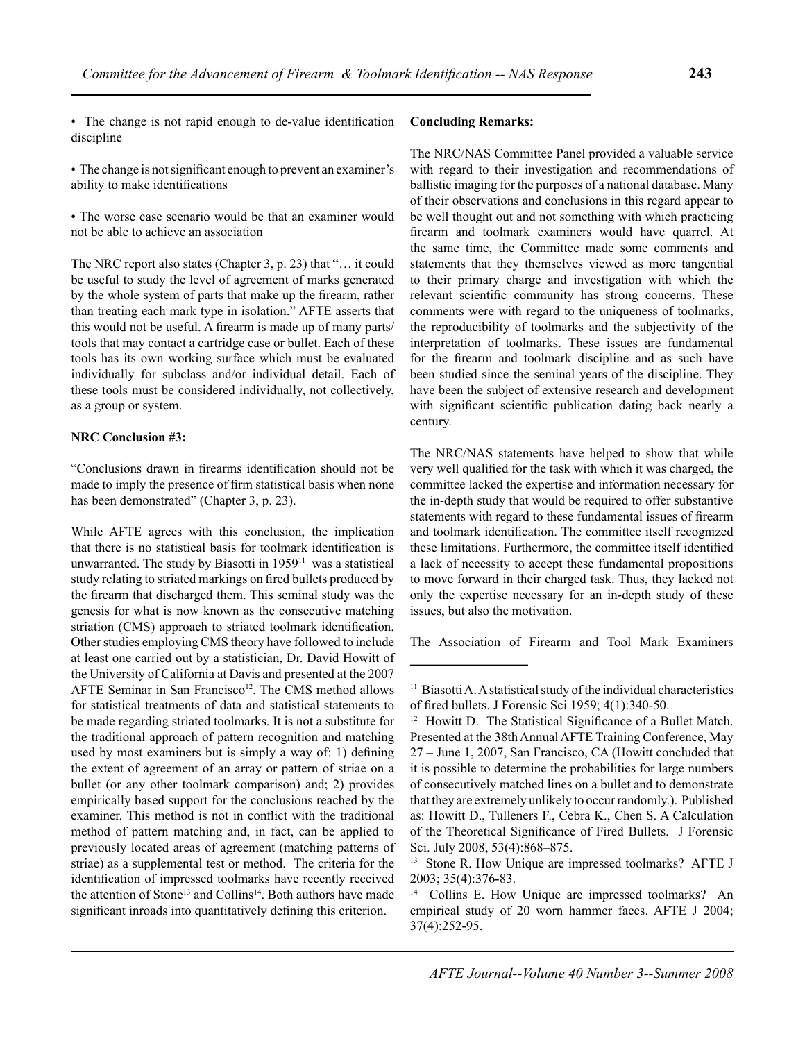• The change is not rapid enough to de-value identification discipline

• The change is not significant enough to prevent an examiner's ability to make identifications

• The worse case scenario would be that an examiner would not be able to achieve an association

The NRC report also states (Chapter 3, p. 23) that "… it could be useful to study the level of agreement of marks generated by the whole system of parts that make up the firearm, rather than treating each mark type in isolation." AFTE asserts that this would not be useful. A firearm is made up of many parts/tools that may contact a cartridge case or bullet. Each of these tools has its own working surface which must be evaluated individually for subclass and/or individual detail. Each of these tools must be considered individually, not collectively, as a group or system.

**NRC Conclusion #3:**

"Conclusions drawn in firearms identification should not be made to imply the presence of firm statistical basis when none has been demonstrated" (Chapter 3, p. 23).

While AFTE agrees with this conclusion, the implication that there is no statistical basis for toolmark identification is unwarranted. The study by Biasotti in 1959[11] was a statistical study relating to striated markings on fired bullets produced by the firearm that discharged them. This seminal study was the genesis for what is now known as the consecutive matching striation (CMS) approach to striated toolmark identification. Other studies employing CMS theory have followed to include at least one carried out by a statistician, Dr. David Howitt of the University of California at Davis and presented at the 2007 AFTE Seminar in San Francisco[12]. The CMS method allows for statistical treatments of data and statistical statements to be made regarding striated toolmarks. It is not a substitute for the traditional approach of pattern recognition and matching used by most examiners but is simply a way of: 1) defining the extent of agreement of an array or pattern of striae on a bullet (or any other toolmark comparison) and; 2) provides empirically based support for the conclusions reached by the examiner. This method is not in conflict with the traditional method of pattern matching and, in fact, can be applied to previously located areas of agreement (matching patterns of striae) as a supplemental test or method. The criteria for the identification of impressed toolmarks have recently received the attention of Stone[13] and Collins[14]. Both authors have made significant inroads into quantitatively defining this criterion.

**Concluding Remarks:**

The NRC/NAS Committee Panel provided a valuable service with regard to their investigation and recommendations of ballistic imaging for the purposes of a national database. Many of their observations and conclusions in this regard appear to be well thought out and not something with which practicing firearm and toolmark examiners would have quarrel. At the same time, the Committee made some comments and statements that they themselves viewed as more tangential to their primary charge and investigation with which the relevant scientific community has strong concerns. These comments were with regard to the uniqueness of toolmarks, the reproducibility of toolmarks and the subjectivity of the interpretation of toolmarks. These issues are fundamental for the firearm and toolmark discipline and as such have been studied since the seminal years of the discipline. They have been the subject of extensive research and development with significant scientific publication dating back nearly a century.

The NRC/NAS statements have helped to show that while very well qualified for the task with which it was charged, the committee lacked the expertise and information necessary for the in-depth study that would be required to offer substantive statements with regard to these fundamental issues of firearm and toolmark identification. The committee itself recognized these limitations. Furthermore, the committee itself identified a lack of necessity to accept these fundamental propositions to move forward in their charged task. Thus, they lacked not only the expertise necessary for an in-depth study of these issues, but also the motivation.

The Association of Firearm and Tool Mark Examiners

---

[11] Biasotti A. A statistical study of the individual characteristics of fired bullets. J Forensic Sci 1959; 4(1):340-50.

[12] Howitt D. The Statistical Significance of a Bullet Match. Presented at the 38th Annual AFTE Training Conference, May 27 – June 1, 2007, San Francisco, CA (Howitt concluded that it is possible to determine the probabilities for large numbers of consecutively matched lines on a bullet and to demonstrate that they are extremely unlikely to occur randomly.). Published as: Howitt D., Tulleners F., Cebra K., Chen S. A Calculation of the Theoretical Significance of Fired Bullets. J Forensic Sci. July 2008, 53(4):868–875.

[13] Stone R. How Unique are impressed toolmarks? AFTE J 2003; 35(4):376-83.

[14] Collins E. How Unique are impressed toolmarks? An empirical study of 20 worn hammer faces. AFTE J 2004; 37(4):252-95.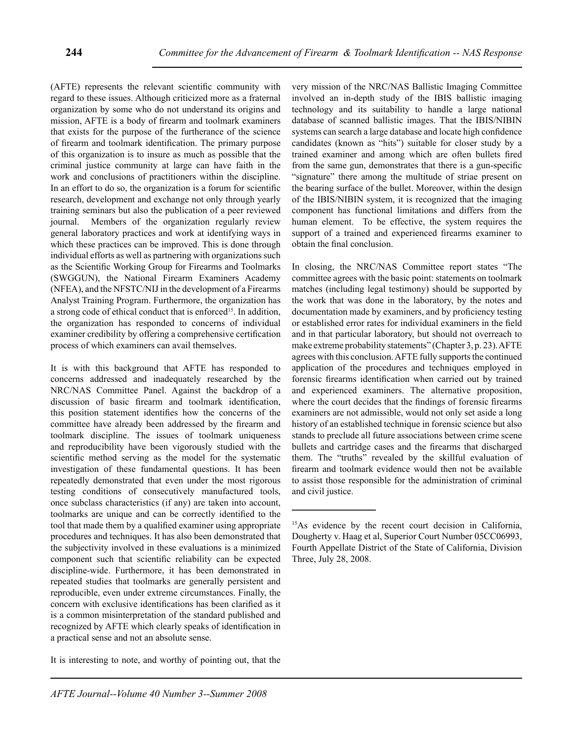(AFTE) represents the relevant scientific community with regard to these issues. Although criticized more as a fraternal organization by some who do not understand its origins and mission, AFTE is a body of firearm and toolmark examiners that exists for the purpose of the furtherance of the science of firearm and toolmark identification. The primary purpose of this organization is to insure as much as possible that the criminal justice community at large can have faith in the work and conclusions of practitioners within the discipline. In an effort to do so, the organization is a forum for scientific research, development and exchange not only through yearly training seminars but also the publication of a peer reviewed journal. Members of the organization regularly review general laboratory practices and work at identifying ways in which these practices can be improved. This is done through individual efforts as well as partnering with organizations such as the Scientific Working Group for Firearms and Toolmarks (SWGGUN), the National Firearm Examiners Academy (NFEA), and the NFSTC/NIJ in the development of a Firearms Analyst Training Program. Furthermore, the organization has a strong code of ethical conduct that is enforced[15]. In addition, the organization has responded to concerns of individual examiner credibility by offering a comprehensive certification process of which examiners can avail themselves.

It is with this background that AFTE has responded to concerns addressed and inadequately researched by the NRC/NAS Committee Panel. Against the backdrop of a discussion of basic firearm and toolmark identification, this position statement identifies how the concerns of the committee have already been addressed by the firearm and toolmark discipline. The issues of toolmark uniqueness and reproducibility have been vigorously studied with the scientific method serving as the model for the systematic investigation of these fundamental questions. It has been repeatedly demonstrated that even under the most rigorous testing conditions of consecutively manufactured tools, once subclass characteristics (if any) are taken into account, toolmarks are unique and can be correctly identified to the tool that made them by a qualified examiner using appropriate procedures and techniques. It has also been demonstrated that the subjectivity involved in these evaluations is a minimized component such that scientific reliability can be expected discipline-wide. Furthermore, it has been demonstrated in repeated studies that toolmarks are generally persistent and reproducible, even under extreme circumstances. Finally, the concern with exclusive identifications has been clarified as it is a common misinterpretation of the standard published and recognized by AFTE which clearly speaks of identification in a practical sense and not an absolute sense.

It is interesting to note, and worthy of pointing out, that the very mission of the NRC/NAS Ballistic Imaging Committee involved an in-depth study of the IBIS ballistic imaging technology and its suitability to handle a large national database of scanned ballistic images. That the IBIS/NIBIN systems can search a large database and locate high confidence candidates (known as "hits") suitable for closer study by a trained examiner and among which are often bullets fired from the same gun, demonstrates that there is a gun-specific "signature" there among the multitude of striae present on the bearing surface of the bullet. Moreover, within the design of the IBIS/NIBIN system, it is recognized that the imaging component has functional limitations and differs from the human element. To be effective, the system requires the support of a trained and experienced firearms examiner to obtain the final conclusion.

In closing, the NRC/NAS Committee report states "The committee agrees with the basic point: statements on toolmark matches (including legal testimony) should be supported by the work that was done in the laboratory, by the notes and documentation made by examiners, and by proficiency testing or established error rates for individual examiners in the field and in that particular laboratory, but should not overreach to make extreme probability statements" (Chapter 3, p. 23). AFTE agrees with this conclusion. AFTE fully supports the continued application of the procedures and techniques employed in forensic firearms identification when carried out by trained and experienced examiners. The alternative proposition, where the court decides that the findings of forensic firearms examiners are not admissible, would not only set aside a long history of an established technique in forensic science but also stands to preclude all future associations between crime scene bullets and cartridge cases and the firearms that discharged them. The "truths" revealed by the skillful evaluation of firearm and toolmark evidence would then not be available to assist those responsible for the administration of criminal and civil justice.

---

[15] As evidence by the recent court decision in California, Dougherty v. Haag et al, Superior Court Number 05CC06993, Fourth Appellate District of the State of California, Division Three, July 28, 2008.